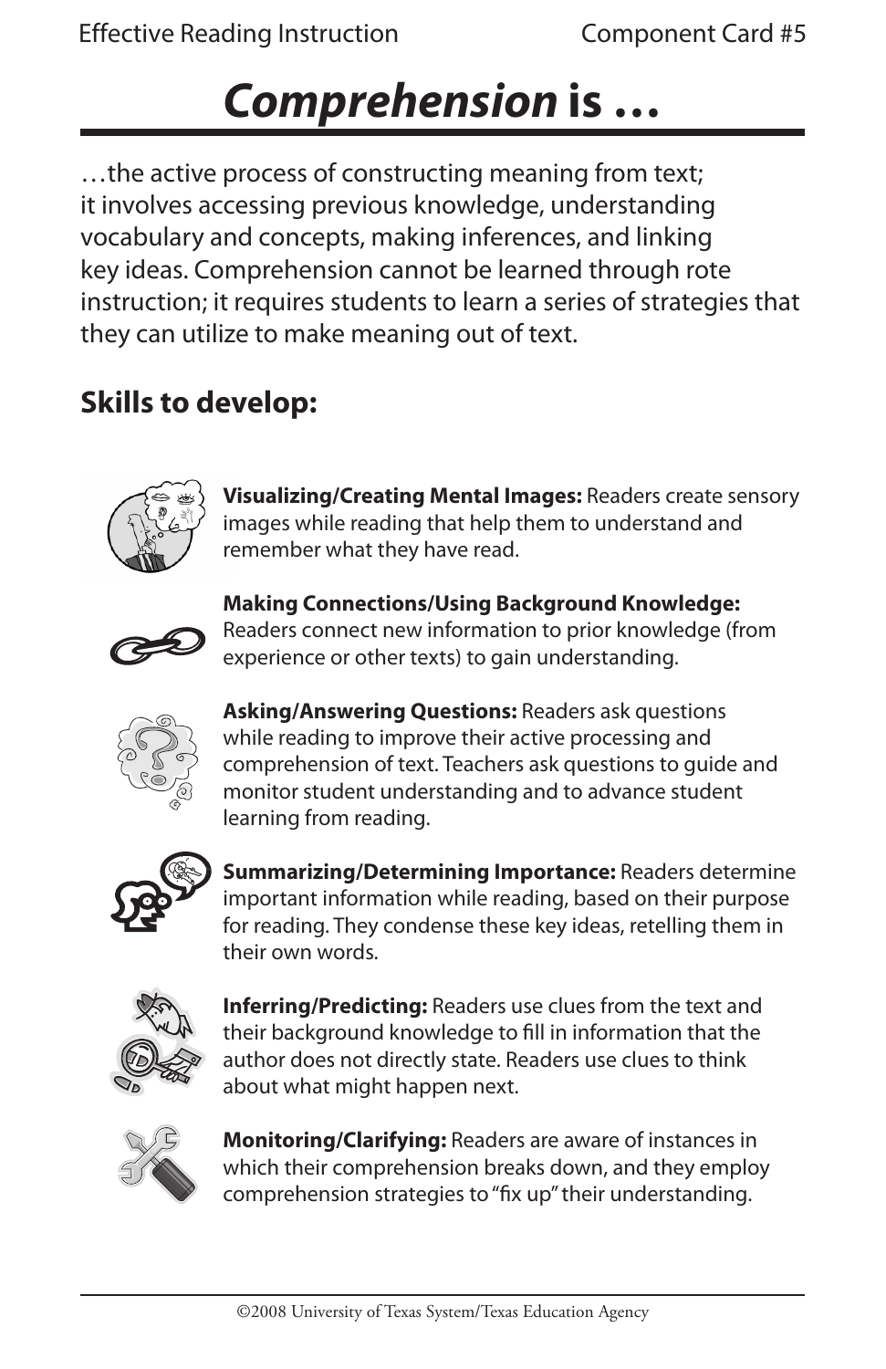# *Comprehension* is …

…the active process of constructing meaning from text; it involves accessing previous knowledge, understanding vocabulary and concepts, making inferences, and linking key ideas. Comprehension cannot be learned through rote instruction; it requires students to learn a series of strategies that they can utilize to make meaning out of text.

## Skills to develop:

**Visualizing/Creating Mental Images:** Readers create sensory images while reading that help them to understand and remember what they have read.

**Making Connections/Using Background Knowledge:** Readers connect new information to prior knowledge (from experience or other texts) to gain understanding.

**Asking/Answering Questions:** Readers ask questions while reading to improve their active processing and comprehension of text. Teachers ask questions to guide and monitor student understanding and to advance student learning from reading.

**Summarizing/Determining Importance:** Readers determine important information while reading, based on their purpose for reading. They condense these key ideas, retelling them in their own words.

**Inferring/Predicting:** Readers use clues from the text and their background knowledge to fill in information that the author does not directly state. Readers use clues to think about what might happen next.

**Monitoring/Clarifying:** Readers are aware of instances in which their comprehension breaks down, and they employ comprehension strategies to "fix up" their understanding.

©2008 University of Texas System/Texas Education Agency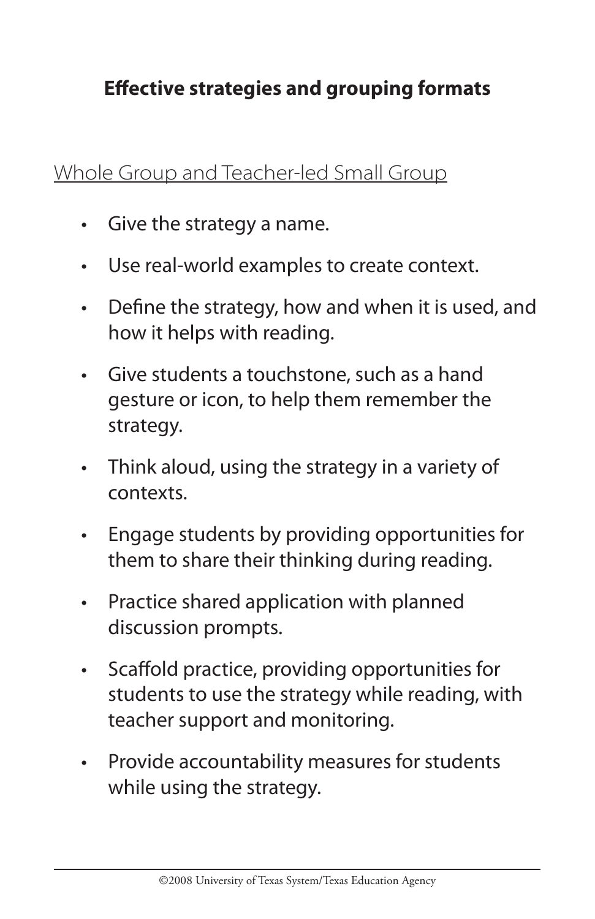## Effective strategies and grouping formats

Whole Group and Teacher-led Small Group

- Give the strategy a name.
- Use real-world examples to create context.
- Define the strategy, how and when it is used, and how it helps with reading.
- Give students a touchstone, such as a hand gesture or icon, to help them remember the strategy.
- Think aloud, using the strategy in a variety of contexts.
- Engage students by providing opportunities for them to share their thinking during reading.
- Practice shared application with planned discussion prompts.
- Scaffold practice, providing opportunities for students to use the strategy while reading, with teacher support and monitoring.
- Provide accountability measures for students while using the strategy.

©2008 University of Texas System/Texas Education Agency